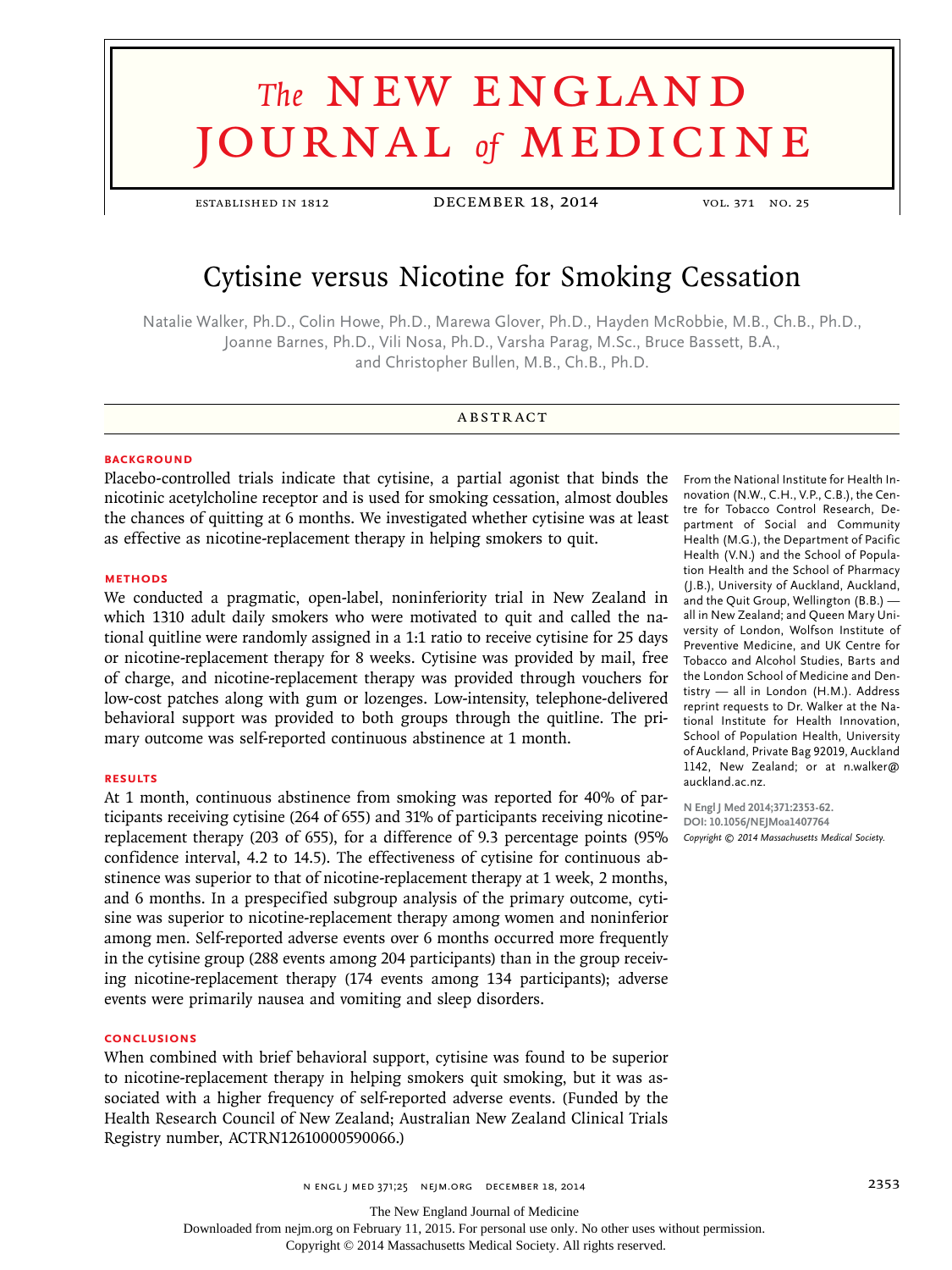# Cytisine versus Nicotine for Smoking Cessation

Natalie Walker, Ph.D., Colin Howe, Ph.D., Marewa Glover, Ph.D., Hayden McRobbie, M.B., Ch.B., Ph.D., Joanne Barnes, Ph.D., Vili Nosa, Ph.D., Varsha Parag, M.Sc., Bruce Bassett, B.A., and Christopher Bullen, M.B., Ch.B., Ph.D.

## ABSTRACT

### BACKGROUND

Placebo-controlled trials indicate that cytisine, a partial agonist that binds the nicotinic acetylcholine receptor and is used for smoking cessation, almost doubles the chances of quitting at 6 months. We investigated whether cytisine was at least as effective as nicotine-replacement therapy in helping smokers to quit.

### METHODS

We conducted a pragmatic, open-label, noninferiority trial in New Zealand in which 1310 adult daily smokers who were motivated to quit and called the national quitline were randomly assigned in a 1:1 ratio to receive cytisine for 25 days or nicotine-replacement therapy for 8 weeks. Cytisine was provided by mail, free of charge, and nicotine-replacement therapy was provided through vouchers for low-cost patches along with gum or lozenges. Low-intensity, telephone-delivered behavioral support was provided to both groups through the quitline. The primary outcome was self-reported continuous abstinence at 1 month.

### RESULTS

At 1 month, continuous abstinence from smoking was reported for 40% of participants receiving cytisine (264 of 655) and 31% of participants receiving nicotine-replacement therapy (203 of 655), for a difference of 9.3 percentage points (95% confidence interval, 4.2 to 14.5). The effectiveness of cytisine for continuous abstinence was superior to that of nicotine-replacement therapy at 1 week, 2 months, and 6 months. In a prespecified subgroup analysis of the primary outcome, cytisine was superior to nicotine-replacement therapy among women and noninferior among men. Self-reported adverse events over 6 months occurred more frequently in the cytisine group (288 events among 204 participants) than in the group receiving nicotine-replacement therapy (174 events among 134 participants); adverse events were primarily nausea and vomiting and sleep disorders.

### CONCLUSIONS

When combined with brief behavioral support, cytisine was found to be superior to nicotine-replacement therapy in helping smokers quit smoking, but it was associated with a higher frequency of self-reported adverse events. (Funded by the Health Research Council of New Zealand; Australian New Zealand Clinical Trials Registry number, ACTRN12610000590066.)

From the National Institute for Health Innovation (N.W., C.H., V.P., C.B.), the Centre for Tobacco Control Research, Department of Social and Community Health (M.G.), the Department of Pacific Health (V.N.) and the School of Population Health and the School of Pharmacy (J.B.), University of Auckland, Auckland, and the Quit Group, Wellington (B.B.) — all in New Zealand; and Queen Mary University of London, Wolfson Institute of Preventive Medicine, and UK Centre for Tobacco and Alcohol Studies, Barts and the London School of Medicine and Dentistry — all in London (H.M.). Address reprint requests to Dr. Walker at the National Institute for Health Innovation, School of Population Health, University of Auckland, Private Bag 92019, Auckland 1142, New Zealand; or at n.walker@auckland.ac.nz.

N Engl J Med 2014;371:2353-62.
DOI: 10.1056/NEJMoa1407764
Copyright © 2014 Massachusetts Medical Society.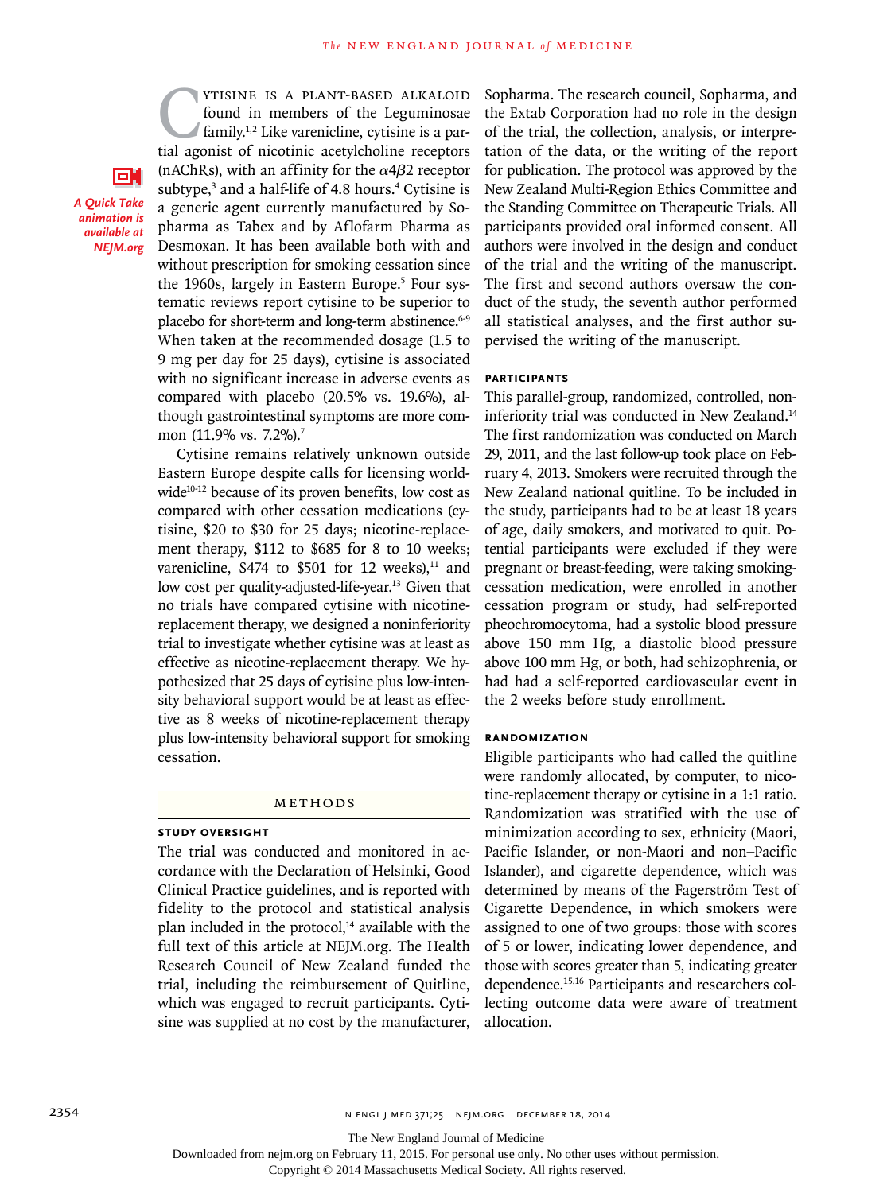Cytisine is a plant-based alkaloid found in members of the Leguminosae family.[1,2] Like varenicline, cytisine is a partial agonist of nicotinic acetylcholine receptors (nAChRs), with an affinity for the $\alpha4\beta2$ receptor subtype,[3] and a half-life of 4.8 hours.[4] Cytisine is a generic agent currently manufactured by Sopharma as Tabex and by Aflofarm Pharma as Desmoxan. It has been available both with and without prescription for smoking cessation since the 1960s, largely in Eastern Europe.[5] Four systematic reviews report cytisine to be superior to placebo for short-term and long-term abstinence.[6-9] When taken at the recommended dosage (1.5 to 9 mg per day for 25 days), cytisine is associated with no significant increase in adverse events as compared with placebo (20.5% vs. 19.6%), although gastrointestinal symptoms are more common (11.9% vs. 7.2%).[7]

*A Quick Take animation is available at NEJM.org*

Cytisine remains relatively unknown outside Eastern Europe despite calls for licensing worldwide[10-12] because of its proven benefits, low cost as compared with other cessation medications (cytisine, $20 to $30 for 25 days; nicotine-replacement therapy, $112 to $685 for 8 to 10 weeks; varenicline, $474 to $501 for 12 weeks),[11] and low cost per quality-adjusted-life-year.[13] Given that no trials have compared cytisine with nicotine-replacement therapy, we designed a noninferiority trial to investigate whether cytisine was at least as effective as nicotine-replacement therapy. We hypothesized that 25 days of cytisine plus low-intensity behavioral support would be at least as effective as 8 weeks of nicotine-replacement therapy plus low-intensity behavioral support for smoking cessation.

## Methods

### Study Oversight

The trial was conducted and monitored in accordance with the Declaration of Helsinki, Good Clinical Practice guidelines, and is reported with fidelity to the protocol and statistical analysis plan included in the protocol,[14] available with the full text of this article at NEJM.org. The Health Research Council of New Zealand funded the trial, including the reimbursement of Quitline, which was engaged to recruit participants. Cytisine was supplied at no cost by the manufacturer, Sopharma. The research council, Sopharma, and the Extab Corporation had no role in the design of the trial, the collection, analysis, or interpretation of the data, or the writing of the report for publication. The protocol was approved by the New Zealand Multi-Region Ethics Committee and the Standing Committee on Therapeutic Trials. All participants provided oral informed consent. All authors were involved in the design and conduct of the trial and the writing of the manuscript. The first and second authors oversaw the conduct of the study, the seventh author performed all statistical analyses, and the first author supervised the writing of the manuscript.

### Participants

This parallel-group, randomized, controlled, noninferiority trial was conducted in New Zealand.[14] The first randomization was conducted on March 29, 2011, and the last follow-up took place on February 4, 2013. Smokers were recruited through the New Zealand national quitline. To be included in the study, participants had to be at least 18 years of age, daily smokers, and motivated to quit. Potential participants were excluded if they were pregnant or breast-feeding, were taking smoking-cessation medication, were enrolled in another cessation program or study, had self-reported pheochromocytoma, had a systolic blood pressure above 150 mm Hg, a diastolic blood pressure above 100 mm Hg, or both, had schizophrenia, or had had a self-reported cardiovascular event in the 2 weeks before study enrollment.

### Randomization

Eligible participants who had called the quitline were randomly allocated, by computer, to nicotine-replacement therapy or cytisine in a 1:1 ratio. Randomization was stratified with the use of minimization according to sex, ethnicity (Maori, Pacific Islander, or non-Maori and non–Pacific Islander), and cigarette dependence, which was determined by means of the Fagerström Test of Cigarette Dependence, in which smokers were assigned to one of two groups: those with scores of 5 or lower, indicating lower dependence, and those with scores greater than 5, indicating greater dependence.[15,16] Participants and researchers collecting outcome data were aware of treatment allocation.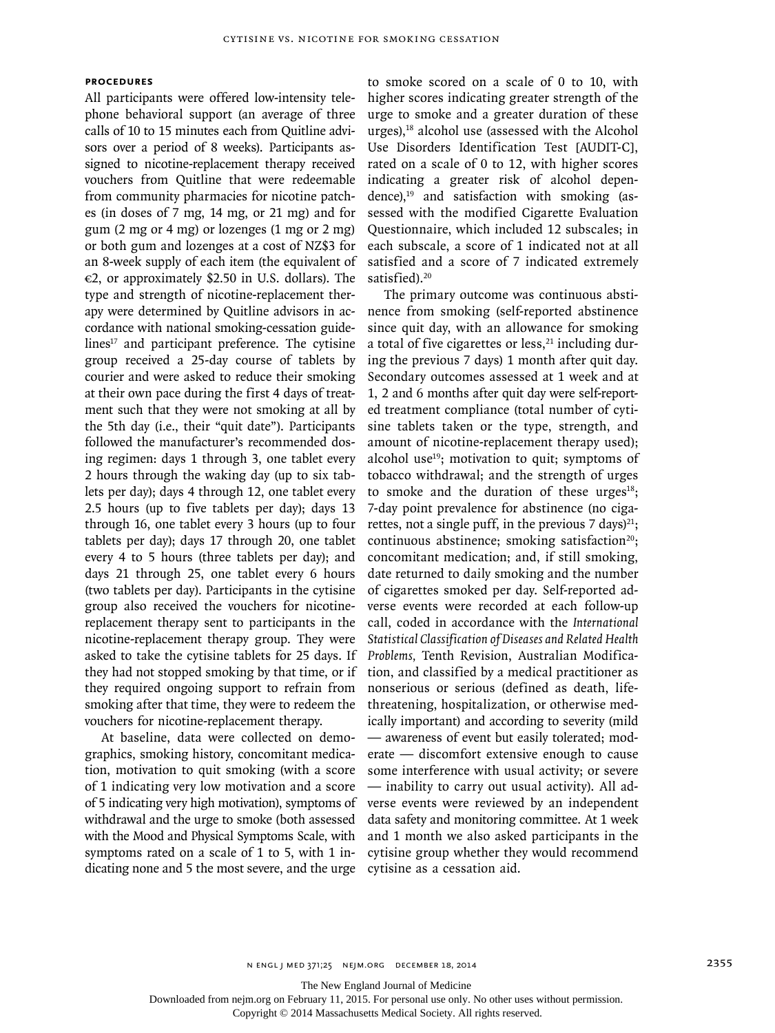### PROCEDURES

All participants were offered low-intensity telephone behavioral support (an average of three calls of 10 to 15 minutes each from Quitline advisors over a period of 8 weeks). Participants assigned to nicotine-replacement therapy received vouchers from Quitline that were redeemable from community pharmacies for nicotine patches (in doses of 7 mg, 14 mg, or 21 mg) and for gum (2 mg or 4 mg) or lozenges (1 mg or 2 mg) or both gum and lozenges at a cost of NZ$3 for an 8-week supply of each item (the equivalent of €2, or approximately $2.50 in U.S. dollars). The type and strength of nicotine-replacement therapy were determined by Quitline advisors in accordance with national smoking-cessation guidelines[17] and participant preference. The cytisine group received a 25-day course of tablets by courier and were asked to reduce their smoking at their own pace during the first 4 days of treatment such that they were not smoking at all by the 5th day (i.e., their "quit date"). Participants followed the manufacturer's recommended dosing regimen: days 1 through 3, one tablet every 2 hours through the waking day (up to six tablets per day); days 4 through 12, one tablet every 2.5 hours (up to five tablets per day); days 13 through 16, one tablet every 3 hours (up to four tablets per day); days 17 through 20, one tablet every 4 to 5 hours (three tablets per day); and days 21 through 25, one tablet every 6 hours (two tablets per day). Participants in the cytisine group also received the vouchers for nicotine-replacement therapy sent to participants in the nicotine-replacement therapy group. They were asked to take the cytisine tablets for 25 days. If they had not stopped smoking by that time, or if they required ongoing support to refrain from smoking after that time, they were to redeem the vouchers for nicotine-replacement therapy.

At baseline, data were collected on demographics, smoking history, concomitant medication, motivation to quit smoking (with a score of 1 indicating very low motivation and a score of 5 indicating very high motivation), symptoms of withdrawal and the urge to smoke (both assessed with the Mood and Physical Symptoms Scale, with symptoms rated on a scale of 1 to 5, with 1 indicating none and 5 the most severe, and the urge to smoke scored on a scale of 0 to 10, with higher scores indicating greater strength of the urge to smoke and a greater duration of these urges),[18] alcohol use (assessed with the Alcohol Use Disorders Identification Test [AUDIT-C], rated on a scale of 0 to 12, with higher scores indicating a greater risk of alcohol dependence),[19] and satisfaction with smoking (assessed with the modified Cigarette Evaluation Questionnaire, which included 12 subscales; in each subscale, a score of 1 indicated not at all satisfied and a score of 7 indicated extremely satisfied).[20]

The primary outcome was continuous abstinence from smoking (self-reported abstinence since quit day, with an allowance for smoking a total of five cigarettes or less,[21] including during the previous 7 days) 1 month after quit day. Secondary outcomes assessed at 1 week and at 1, 2 and 6 months after quit day were self-reported treatment compliance (total number of cytisine tablets taken or the type, strength, and amount of nicotine-replacement therapy used); alcohol use[19]; motivation to quit; symptoms of tobacco withdrawal; and the strength of urges to smoke and the duration of these urges[18]; 7-day point prevalence for abstinence (no cigarettes, not a single puff, in the previous 7 days)[21]; continuous abstinence; smoking satisfaction[20]; concomitant medication; and, if still smoking, date returned to daily smoking and the number of cigarettes smoked per day. Self-reported adverse events were recorded at each follow-up call, coded in accordance with the *International Statistical Classification of Diseases and Related Health Problems,* Tenth Revision, Australian Modification, and classified by a medical practitioner as nonserious or serious (defined as death, life-threatening, hospitalization, or otherwise medically important) and according to severity (mild — awareness of event but easily tolerated; moderate — discomfort extensive enough to cause some interference with usual activity; or severe — inability to carry out usual activity). All adverse events were reviewed by an independent data safety and monitoring committee. At 1 week and 1 month we also asked participants in the cytisine group whether they would recommend cytisine as a cessation aid.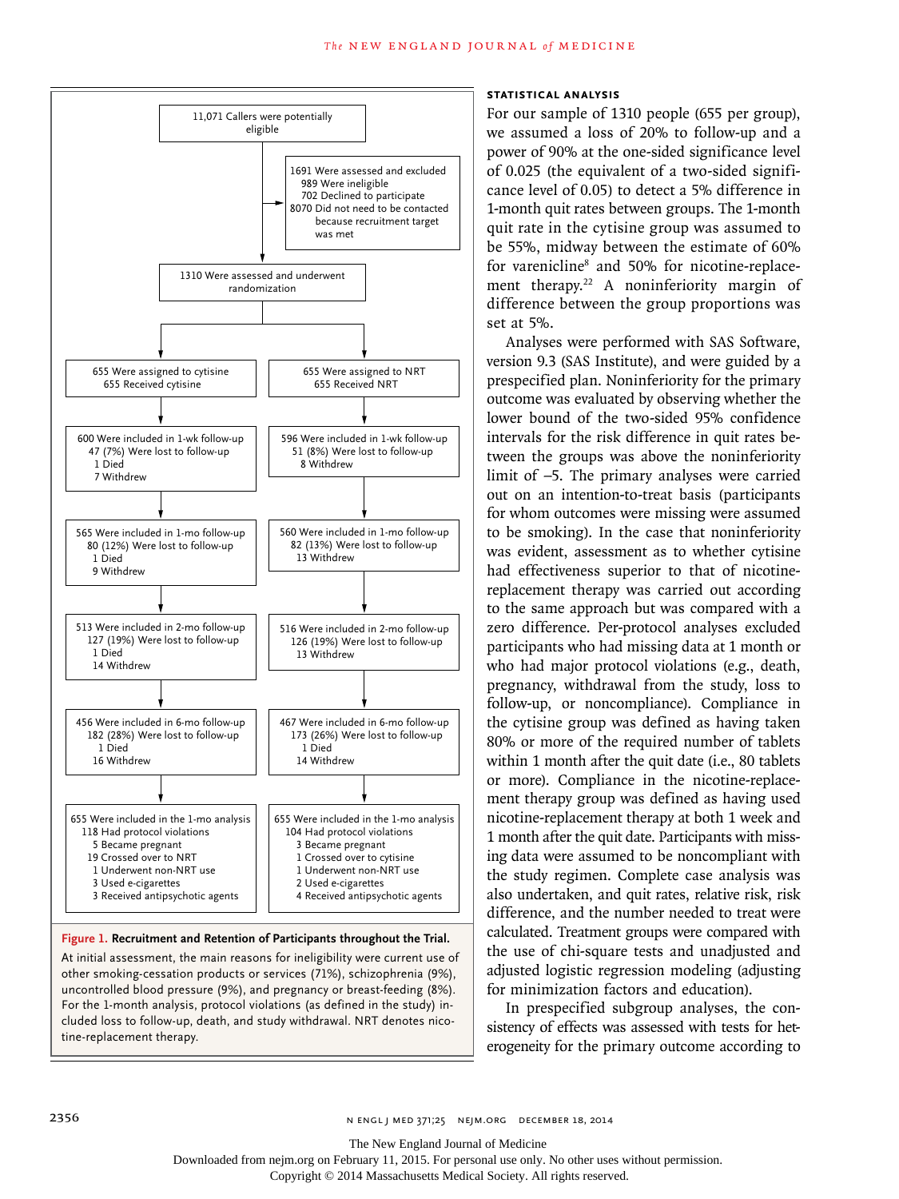11,071 Callers were potentially eligible

1691 Were assessed and excluded
- 989 Were ineligible
- 702 Declined to participate

8070 Did not need to be contacted because recruitment target was met

1310 Were assessed and underwent randomization

| Cytisine | NRT |
|---|---|
| 655 Were assigned to cytisine; 655 Received cytisine | 655 Were assigned to NRT; 655 Received NRT |
| 600 Were included in 1-wk follow-up; 47 (7%) Were lost to follow-up; 1 Died; 7 Withdrew | 596 Were included in 1-wk follow-up; 51 (8%) Were lost to follow-up; 8 Withdrew |
| 565 Were included in 1-mo follow-up; 80 (12%) Were lost to follow-up; 1 Died; 9 Withdrew | 560 Were included in 1-mo follow-up; 82 (13%) Were lost to follow-up; 13 Withdrew |
| 513 Were included in 2-mo follow-up; 127 (19%) Were lost to follow-up; 1 Died; 14 Withdrew | 516 Were included in 2-mo follow-up; 126 (19%) Were lost to follow-up; 13 Withdrew |
| 456 Were included in 6-mo follow-up; 182 (28%) Were lost to follow-up; 1 Died; 16 Withdrew | 467 Were included in 6-mo follow-up; 173 (26%) Were lost to follow-up; 1 Died; 14 Withdrew |
| 655 Were included in the 1-mo analysis; 118 Had protocol violations; 5 Became pregnant; 19 Crossed over to NRT; 1 Underwent non-NRT use; 3 Used e-cigarettes; 3 Received antipsychotic agents | 655 Were included in the 1-mo analysis; 104 Had protocol violations; 3 Became pregnant; 1 Crossed over to cytisine; 1 Underwent non-NRT use; 2 Used e-cigarettes; 4 Received antipsychotic agents |

**Figure 1. Recruitment and Retention of Participants throughout the Trial.**

At initial assessment, the main reasons for ineligibility were current use of other smoking-cessation products or services (71%), schizophrenia (9%), uncontrolled blood pressure (9%), and pregnancy or breast-feeding (8%). For the 1-month analysis, protocol violations (as defined in the study) included loss to follow-up, death, and study withdrawal. NRT denotes nicotine-replacement therapy.

## STATISTICAL ANALYSIS

For our sample of 1310 people (655 per group), we assumed a loss of 20% to follow-up and a power of 90% at the one-sided significance level of 0.025 (the equivalent of a two-sided significance level of 0.05) to detect a 5% difference in 1-month quit rates between groups. The 1-month quit rate in the cytisine group was assumed to be 55%, midway between the estimate of 60% for varenicline[8] and 50% for nicotine-replacement therapy.[22] A noninferiority margin of difference between the group proportions was set at 5%.

Analyses were performed with SAS Software, version 9.3 (SAS Institute), and were guided by a prespecified plan. Noninferiority for the primary outcome was evaluated by observing whether the lower bound of the two-sided 95% confidence intervals for the risk difference in quit rates between the groups was above the noninferiority limit of −5. The primary analyses were carried out on an intention-to-treat basis (participants for whom outcomes were missing were assumed to be smoking). In the case that noninferiority was evident, assessment as to whether cytisine had effectiveness superior to that of nicotine-replacement therapy was carried out according to the same approach but was compared with a zero difference. Per-protocol analyses excluded participants who had missing data at 1 month or who had major protocol violations (e.g., death, pregnancy, withdrawal from the study, loss to follow-up, or noncompliance). Compliance in the cytisine group was defined as having taken 80% or more of the required number of tablets within 1 month after the quit date (i.e., 80 tablets or more). Compliance in the nicotine-replacement therapy group was defined as having used nicotine-replacement therapy at both 1 week and 1 month after the quit date. Participants with missing data were assumed to be noncompliant with the study regimen. Complete case analysis was also undertaken, and quit rates, relative risk, risk difference, and the number needed to treat were calculated. Treatment groups were compared with the use of chi-square tests and unadjusted and adjusted logistic regression modeling (adjusting for minimization factors and education).

In prespecified subgroup analyses, the consistency of effects was assessed with tests for heterogeneity for the primary outcome according to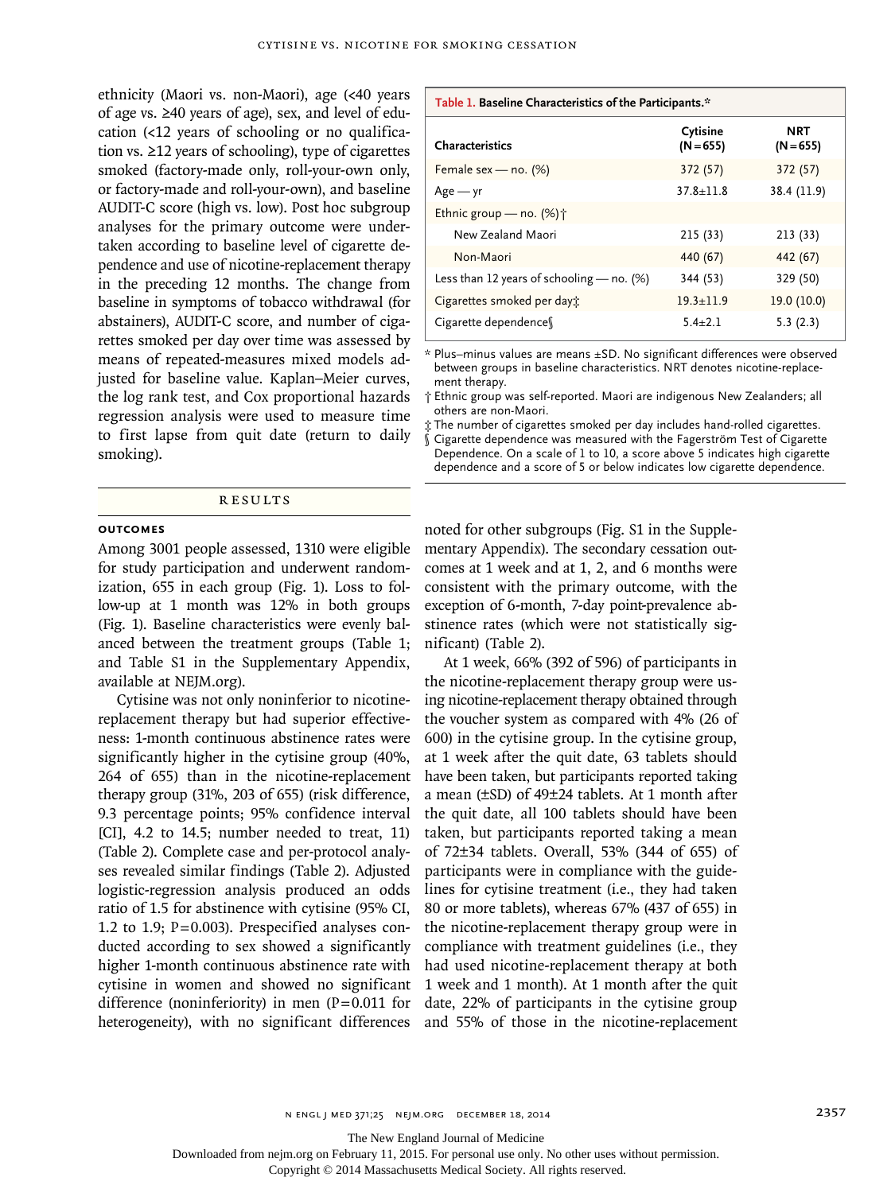ethnicity (Maori vs. non-Maori), age (<40 years of age vs. ≥40 years of age), sex, and level of education (<12 years of schooling or no qualification vs. ≥12 years of schooling), type of cigarettes smoked (factory-made only, roll-your-own only, or factory-made and roll-your-own), and baseline AUDIT-C score (high vs. low). Post hoc subgroup analyses for the primary outcome were undertaken according to baseline level of cigarette dependence and use of nicotine-replacement therapy in the preceding 12 months. The change from baseline in symptoms of tobacco withdrawal (for abstainers), AUDIT-C score, and number of cigarettes smoked per day over time was assessed by means of repeated-measures mixed models adjusted for baseline value. Kaplan–Meier curves, the log rank test, and Cox proportional hazards regression analysis were used to measure time to first lapse from quit date (return to daily smoking).

**Table 1. Baseline Characteristics of the Participants.***

| Characteristics | Cytisine (N=655) | NRT (N=655) |
|---|---|---|
| Female sex — no. (%) | 372 (57) | 372 (57) |
| Age — yr | 37.8±11.8 | 38.4 (11.9) |
| Ethnic group — no. (%)† | | |
| New Zealand Maori | 215 (33) | 213 (33) |
| Non-Maori | 440 (67) | 442 (67) |
| Less than 12 years of schooling — no. (%) | 344 (53) | 329 (50) |
| Cigarettes smoked per day‡ | 19.3±11.9 | 19.0 (10.0) |
| Cigarette dependence§ | 5.4±2.1 | 5.3 (2.3) |

\* Plus–minus values are means ±SD. No significant differences were observed between groups in baseline characteristics. NRT denotes nicotine-replacement therapy.

† Ethnic group was self-reported. Maori are indigenous New Zealanders; all others are non-Maori.

‡ The number of cigarettes smoked per day includes hand-rolled cigarettes.

§ Cigarette dependence was measured with the Fagerström Test of Cigarette Dependence. On a scale of 1 to 10, a score above 5 indicates high cigarette dependence and a score of 5 or below indicates low cigarette dependence.

## RESULTS

### OUTCOMES

Among 3001 people assessed, 1310 were eligible for study participation and underwent randomization, 655 in each group (Fig. 1). Loss to follow-up at 1 month was 12% in both groups (Fig. 1). Baseline characteristics were evenly balanced between the treatment groups (Table 1; and Table S1 in the Supplementary Appendix, available at NEJM.org).

Cytisine was not only noninferior to nicotine-replacement therapy but had superior effectiveness: 1-month continuous abstinence rates were significantly higher in the cytisine group (40%, 264 of 655) than in the nicotine-replacement therapy group (31%, 203 of 655) (risk difference, 9.3 percentage points; 95% confidence interval [CI], 4.2 to 14.5; number needed to treat, 11) (Table 2). Complete case and per-protocol analyses revealed similar findings (Table 2). Adjusted logistic-regression analysis produced an odds ratio of 1.5 for abstinence with cytisine (95% CI, 1.2 to 1.9; P=0.003). Prespecified analyses conducted according to sex showed a significantly higher 1-month continuous abstinence rate with cytisine in women and showed no significant difference (noninferiority) in men (P=0.011 for heterogeneity), with no significant differences noted for other subgroups (Fig. S1 in the Supplementary Appendix). The secondary cessation outcomes at 1 week and at 1, 2, and 6 months were consistent with the primary outcome, with the exception of 6-month, 7-day point-prevalence abstinence rates (which were not statistically significant) (Table 2).

At 1 week, 66% (392 of 596) of participants in the nicotine-replacement therapy group were using nicotine-replacement therapy obtained through the voucher system as compared with 4% (26 of 600) in the cytisine group. In the cytisine group, at 1 week after the quit date, 63 tablets should have been taken, but participants reported taking a mean (±SD) of 49±24 tablets. At 1 month after the quit date, all 100 tablets should have been taken, but participants reported taking a mean of 72±34 tablets. Overall, 53% (344 of 655) of participants were in compliance with the guidelines for cytisine treatment (i.e., they had taken 80 or more tablets), whereas 67% (437 of 655) in the nicotine-replacement therapy group were in compliance with treatment guidelines (i.e., they had used nicotine-replacement therapy at both 1 week and 1 month). At 1 month after the quit date, 22% of participants in the cytisine group and 55% of those in the nicotine-replacement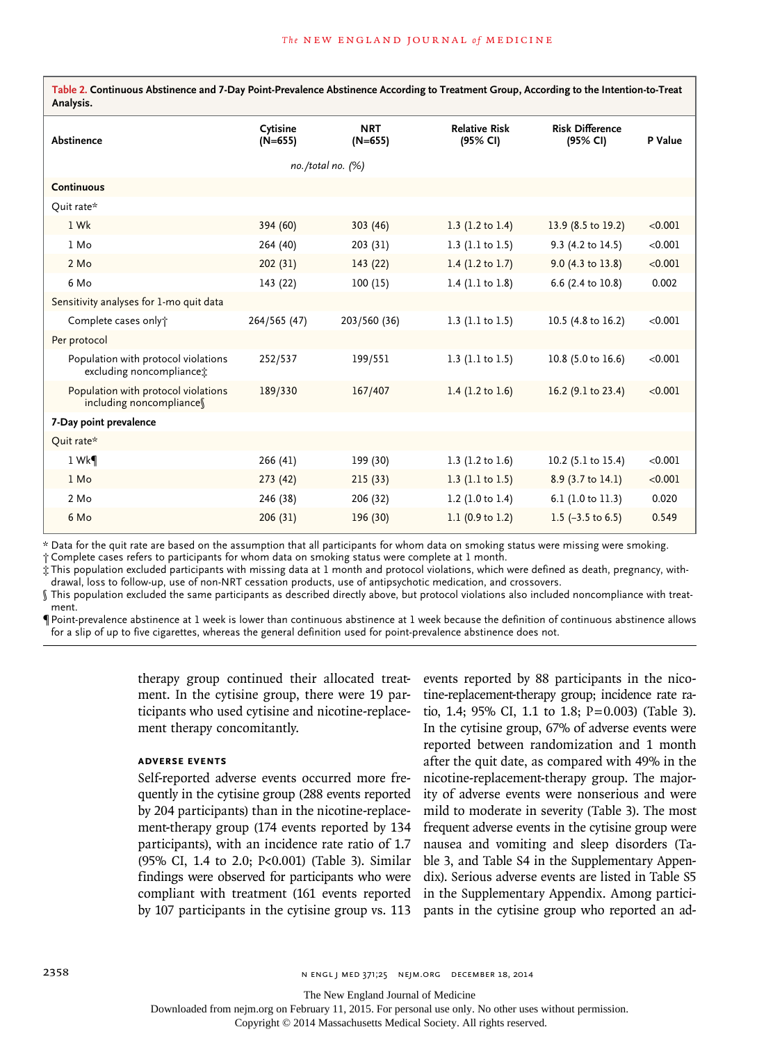**Table 2. Continuous Abstinence and 7-Day Point-Prevalence Abstinence According to Treatment Group, According to the Intention-to-Treat Analysis.**

| Abstinence | Cytisine (N=655) | NRT (N=655) | Relative Risk (95% CI) | Risk Difference (95% CI) | P Value |
|---|---|---|---|---|---|
| | *no./total no. (%)* | | | | |
| **Continuous** | | | | | |
| Quit rate* | | | | | |
| 1 Wk | 394 (60) | 303 (46) | 1.3 (1.2 to 1.4) | 13.9 (8.5 to 19.2) | <0.001 |
| 1 Mo | 264 (40) | 203 (31) | 1.3 (1.1 to 1.5) | 9.3 (4.2 to 14.5) | <0.001 |
| 2 Mo | 202 (31) | 143 (22) | 1.4 (1.2 to 1.7) | 9.0 (4.3 to 13.8) | <0.001 |
| 6 Mo | 143 (22) | 100 (15) | 1.4 (1.1 to 1.8) | 6.6 (2.4 to 10.8) | 0.002 |
| Sensitivity analyses for 1-mo quit data | | | | | |
| Complete cases only† | 264/565 (47) | 203/560 (36) | 1.3 (1.1 to 1.5) | 10.5 (4.8 to 16.2) | <0.001 |
| Per protocol | | | | | |
| Population with protocol violations excluding noncompliance‡ | 252/537 | 199/551 | 1.3 (1.1 to 1.5) | 10.8 (5.0 to 16.6) | <0.001 |
| Population with protocol violations including noncompliance§ | 189/330 | 167/407 | 1.4 (1.2 to 1.6) | 16.2 (9.1 to 23.4) | <0.001 |
| **7-Day point prevalence** | | | | | |
| Quit rate* | | | | | |
| 1 Wk¶ | 266 (41) | 199 (30) | 1.3 (1.2 to 1.6) | 10.2 (5.1 to 15.4) | <0.001 |
| 1 Mo | 273 (42) | 215 (33) | 1.3 (1.1 to 1.5) | 8.9 (3.7 to 14.1) | <0.001 |
| 2 Mo | 246 (38) | 206 (32) | 1.2 (1.0 to 1.4) | 6.1 (1.0 to 11.3) | 0.020 |
| 6 Mo | 206 (31) | 196 (30) | 1.1 (0.9 to 1.2) | 1.5 (−3.5 to 6.5) | 0.549 |

\* Data for the quit rate are based on the assumption that all participants for whom data on smoking status were missing were smoking.

† Complete cases refers to participants for whom data on smoking status were complete at 1 month.

‡ This population excluded participants with missing data at 1 month and protocol violations, which were defined as death, pregnancy, withdrawal, loss to follow-up, use of non-NRT cessation products, use of antipsychotic medication, and crossovers.

§ This population excluded the same participants as described directly above, but protocol violations also included noncompliance with treatment.

¶ Point-prevalence abstinence at 1 week is lower than continuous abstinence at 1 week because the definition of continuous abstinence allows for a slip of up to five cigarettes, whereas the general definition used for point-prevalence abstinence does not.

therapy group continued their allocated treatment. In the cytisine group, there were 19 participants who used cytisine and nicotine-replacement therapy concomitantly.

### ADVERSE EVENTS

Self-reported adverse events occurred more frequently in the cytisine group (288 events reported by 204 participants) than in the nicotine-replacement-therapy group (174 events reported by 134 participants), with an incidence rate ratio of 1.7 (95% CI, 1.4 to 2.0; P<0.001) (Table 3). Similar findings were observed for participants who were compliant with treatment (161 events reported by 107 participants in the cytisine group vs. 113 events reported by 88 participants in the nicotine-replacement-therapy group; incidence rate ratio, 1.4; 95% CI, 1.1 to 1.8; P=0.003) (Table 3). In the cytisine group, 67% of adverse events were reported between randomization and 1 month after the quit date, as compared with 49% in the nicotine-replacement-therapy group. The majority of adverse events were nonserious and were mild to moderate in severity (Table 3). The most frequent adverse events in the cytisine group were nausea and vomiting and sleep disorders (Table 3, and Table S4 in the Supplementary Appendix). Serious adverse events are listed in Table S5 in the Supplementary Appendix. Among participants in the cytisine group who reported an ad-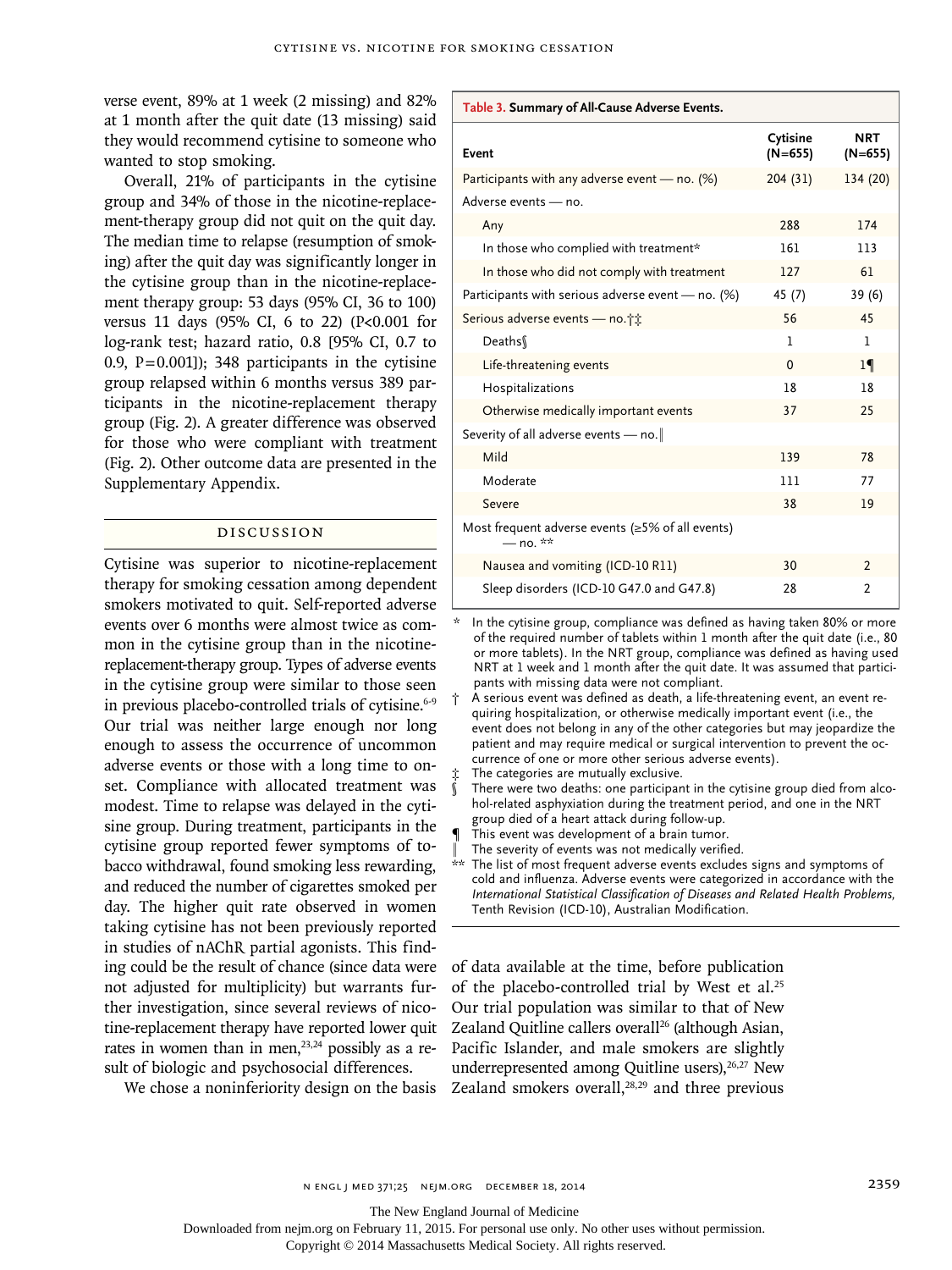verse event, 89% at 1 week (2 missing) and 82% at 1 month after the quit date (13 missing) said they would recommend cytisine to someone who wanted to stop smoking.

Overall, 21% of participants in the cytisine group and 34% of those in the nicotine-replacement-therapy group did not quit on the quit day. The median time to relapse (resumption of smoking) after the quit day was significantly longer in the cytisine group than in the nicotine-replacement therapy group: 53 days (95% CI, 36 to 100) versus 11 days (95% CI, 6 to 22) (P<0.001 for log-rank test; hazard ratio, 0.8 [95% CI, 0.7 to 0.9, P=0.001]); 348 participants in the cytisine group relapsed within 6 months versus 389 participants in the nicotine-replacement therapy group (Fig. 2). A greater difference was observed for those who were compliant with treatment (Fig. 2). Other outcome data are presented in the Supplementary Appendix.

**Table 3. Summary of All-Cause Adverse Events.**

| Event | Cytisine (N=655) | NRT (N=655) |
|---|---|---|
| Participants with any adverse event — no. (%) | 204 (31) | 134 (20) |
| Adverse events — no. | | |
| Any | 288 | 174 |
| In those who complied with treatment* | 161 | 113 |
| In those who did not comply with treatment | 127 | 61 |
| Participants with serious adverse event — no. (%) | 45 (7) | 39 (6) |
| Serious adverse events — no.†‡ | 56 | 45 |
| Deaths§ | 1 | 1 |
| Life-threatening events | 0 | 1¶ |
| Hospitalizations | 18 | 18 |
| Otherwise medically important events | 37 | 25 |
| Severity of all adverse events — no.‖ | | |
| Mild | 139 | 78 |
| Moderate | 111 | 77 |
| Severe | 38 | 19 |
| Most frequent adverse events (≥5% of all events) — no. ** | | |
| Nausea and vomiting (ICD-10 R11) | 30 | 2 |
| Sleep disorders (ICD-10 G47.0 and G47.8) | 28 | 2 |

\* In the cytisine group, compliance was defined as having taken 80% or more of the required number of tablets within 1 month after the quit date (i.e., 80 or more tablets). In the NRT group, compliance was defined as having used NRT at 1 week and 1 month after the quit date. It was assumed that participants with missing data were not compliant.

† A serious event was defined as death, a life-threatening event, an event requiring hospitalization, or otherwise medically important event (i.e., the event does not belong in any of the other categories but may jeopardize the patient and may require medical or surgical intervention to prevent the occurrence of one or more other serious adverse events).

‡ The categories are mutually exclusive.

§ There were two deaths: one participant in the cytisine group died from alcohol-related asphyxiation during the treatment period, and one in the NRT group died of a heart attack during follow-up.

¶ This event was development of a brain tumor.

‖ The severity of events was not medically verified.

** The list of most frequent adverse events excludes signs and symptoms of cold and influenza. Adverse events were categorized in accordance with the *International Statistical Classification of Diseases and Related Health Problems*, Tenth Revision (ICD-10), Australian Modification.

## Discussion

Cytisine was superior to nicotine-replacement therapy for smoking cessation among dependent smokers motivated to quit. Self-reported adverse events over 6 months were almost twice as common in the cytisine group than in the nicotine-replacement-therapy group. Types of adverse events in the cytisine group were similar to those seen in previous placebo-controlled trials of cytisine.[6-9] Our trial was neither large enough nor long enough to assess the occurrence of uncommon adverse events or those with a long time to onset. Compliance with allocated treatment was modest. Time to relapse was delayed in the cytisine group. During treatment, participants in the cytisine group reported fewer symptoms of tobacco withdrawal, found smoking less rewarding, and reduced the number of cigarettes smoked per day. The higher quit rate observed in women taking cytisine has not been previously reported in studies of nAChR partial agonists. This finding could be the result of chance (since data were not adjusted for multiplicity) but warrants further investigation, since several reviews of nicotine-replacement therapy have reported lower quit rates in women than in men,[23,24] possibly as a result of biologic and psychosocial differences.

We chose a noninferiority design on the basis of data available at the time, before publication of the placebo-controlled trial by West et al.[25] Our trial population was similar to that of New Zealand Quitline callers overall[26] (although Asian, Pacific Islander, and male smokers are slightly underrepresented among Quitline users),[26,27] New Zealand smokers overall,[28,29] and three previous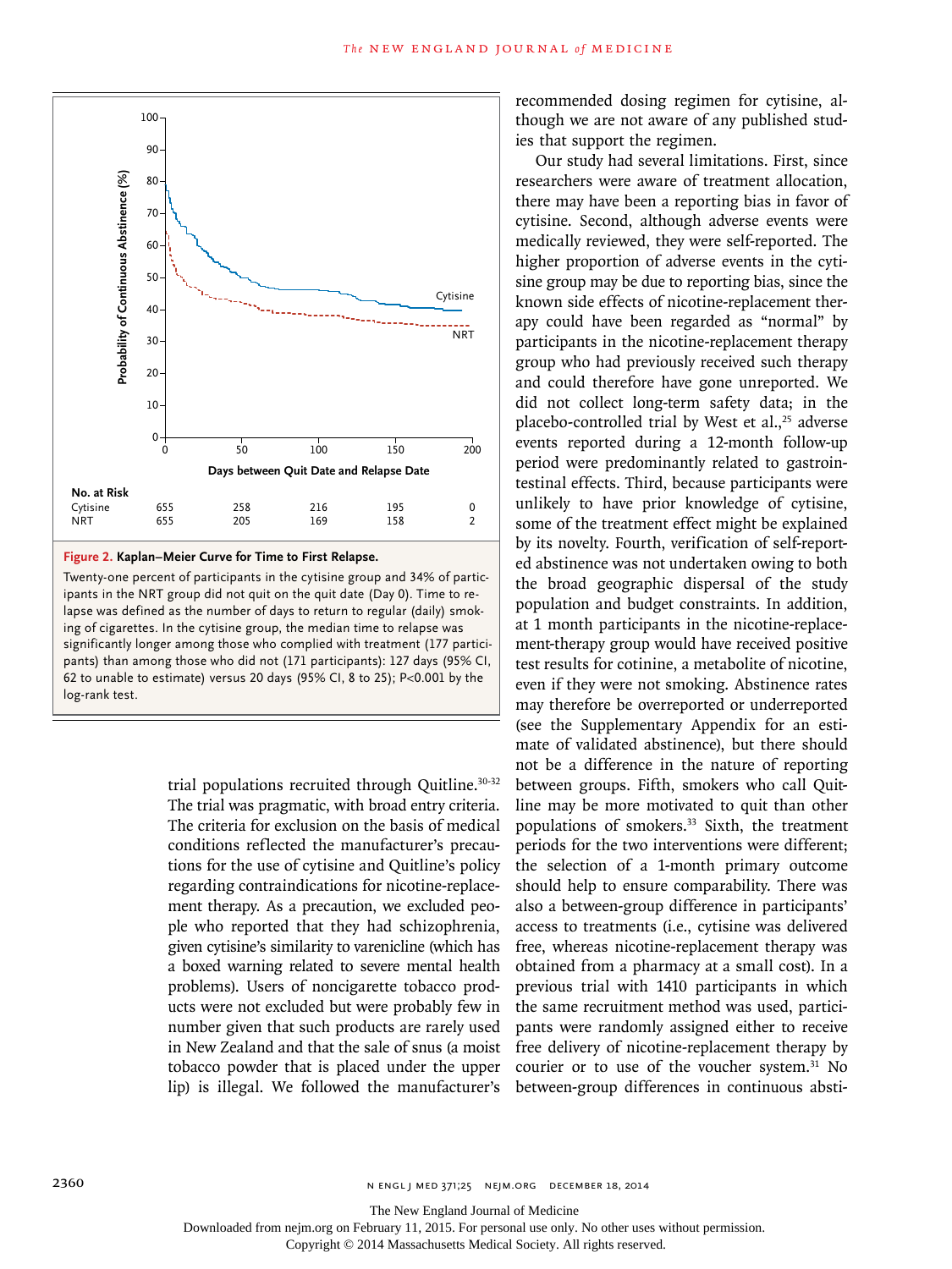**Figure 2. Kaplan–Meier Curve for Time to First Relapse.**

Twenty-one percent of participants in the cytisine group and 34% of participants in the NRT group did not quit on the quit date (Day 0). Time to relapse was defined as the number of days to return to regular (daily) smoking of cigarettes. In the cytisine group, the median time to relapse was significantly longer among those who complied with treatment (177 participants) than among those who did not (171 participants): 127 days (95% CI, 62 to unable to estimate) versus 20 days (95% CI, 8 to 25); P<0.001 by the log-rank test.

| No. at Risk | 0 | 50 | 100 | 150 | 200 |
|---|---|---|---|---|---|
| Cytisine | 655 | 258 | 216 | 195 | 0 |
| NRT | 655 | 205 | 169 | 158 | 2 |

trial populations recruited through Quitline.[30-32] The trial was pragmatic, with broad entry criteria. The criteria for exclusion on the basis of medical conditions reflected the manufacturer's precautions for the use of cytisine and Quitline's policy regarding contraindications for nicotine-replacement therapy. As a precaution, we excluded people who reported that they had schizophrenia, given cytisine's similarity to varenicline (which has a boxed warning related to severe mental health problems). Users of noncigarette tobacco products were not excluded but were probably few in number given that such products are rarely used in New Zealand and that the sale of snus (a moist tobacco powder that is placed under the upper lip) is illegal. We followed the manufacturer's recommended dosing regimen for cytisine, although we are not aware of any published studies that support the regimen.

Our study had several limitations. First, since researchers were aware of treatment allocation, there may have been a reporting bias in favor of cytisine. Second, although adverse events were medically reviewed, they were self-reported. The higher proportion of adverse events in the cytisine group may be due to reporting bias, since the known side effects of nicotine-replacement therapy could have been regarded as "normal" by participants in the nicotine-replacement therapy group who had previously received such therapy and could therefore have gone unreported. We did not collect long-term safety data; in the placebo-controlled trial by West et al.,[25] adverse events reported during a 12-month follow-up period were predominantly related to gastrointestinal effects. Third, because participants were unlikely to have prior knowledge of cytisine, some of the treatment effect might be explained by its novelty. Fourth, verification of self-reported abstinence was not undertaken owing to both the broad geographic dispersal of the study population and budget constraints. In addition, at 1 month participants in the nicotine-replacement-therapy group would have received positive test results for cotinine, a metabolite of nicotine, even if they were not smoking. Abstinence rates may therefore be overreported or underreported (see the Supplementary Appendix for an estimate of validated abstinence), but there should not be a difference in the nature of reporting between groups. Fifth, smokers who call Quitline may be more motivated to quit than other populations of smokers.[33] Sixth, the treatment periods for the two interventions were different; the selection of a 1-month primary outcome should help to ensure comparability. There was also a between-group difference in participants' access to treatments (i.e., cytisine was delivered free, whereas nicotine-replacement therapy was obtained from a pharmacy at a small cost). In a previous trial with 1410 participants in which the same recruitment method was used, participants were randomly assigned either to receive free delivery of nicotine-replacement therapy by courier or to use of the voucher system.[31] No between-group differences in continuous absti-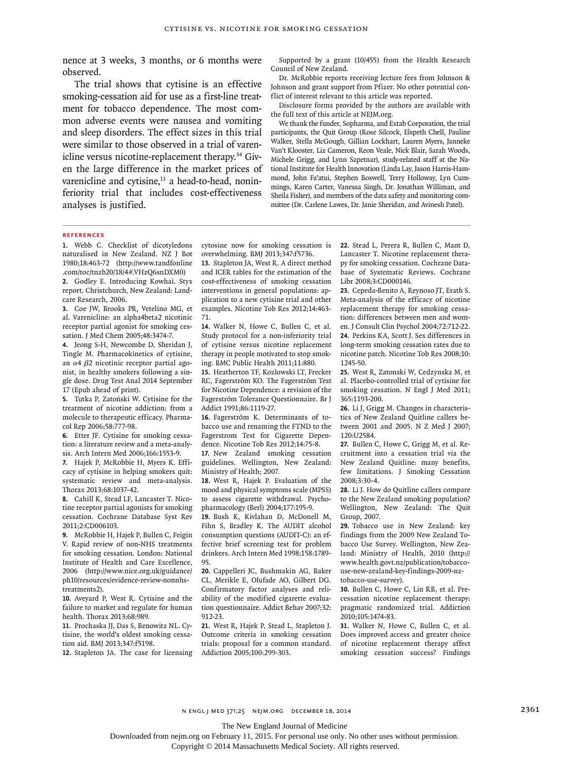nence at 3 weeks, 3 months, or 6 months were observed.

The trial shows that cytisine is an effective smoking-cessation aid for use as a first-line treatment for tobacco dependence. The most common adverse events were nausea and vomiting and sleep disorders. The effect sizes in this trial were similar to those observed in a trial of varenicline versus nicotine-replacement therapy.[34] Given the large difference in the market prices of varenicline and cytisine,[11] a head-to-head, noninferiority trial that includes cost-effectiveness analyses is justified.

Supported by a grant (10/455) from the Health Research Council of New Zealand.

Dr. McRobbie reports receiving lecture fees from Johnson & Johnson and grant support from Pfizer. No other potential conflict of interest relevant to this article was reported.

Disclosure forms provided by the authors are available with the full text of this article at NEJM.org.

We thank the funder, Sopharma, and Extab Corporation, the trial participants, the Quit Group (Rose Silcock, Elspeth Chell, Pauline Walker, Stella McGough, Gillian Lockhart, Lauren Myers, Janneke Van't Klooster, Liz Cameron, Reon Veale, Nick Blair, Sarah Woods, Michele Grigg, and Lynn Szpetnar), study-related staff at the National Institute for Health Innovation (Linda Lay, Jason Harris-Hammond, John Fa'atui, Stephen Boswell, Terry Holloway, Lyn Cummings, Karen Carter, Vanessa Singh, Dr. Jonathan Williman, and Sheila Fisher), and members of the data safety and monitoring committee (Dr. Carlene Lawes, Dr. Janie Sheridan, and Avinesh Patel).

## References

1. Webb C. Checklist of dicotyledons naturalised in New Zealand. NZ J Bot 1980;18:463-72 (http://www.tandfonline.com/toc/tnzb20/18/4#.VHzQ6snDXM0)
2. Godley E. Introducing Kowhai. Styx report. Christchurch, New Zealand: Landcare Research, 2006.
3. Coe JW, Brooks PR, Vetelino MG, et al. Varenicline: an alpha4beta2 nicotinic receptor partial agonist for smoking cessation. J Med Chem 2005;48:3474-7.
4. Jeong S-H, Newcombe D, Sheridan J, Tingle M. Pharmacokinetics of cytisine, an $\alpha 4$ $\beta 2$ nicotinic receptor partial agonist, in healthy smokers following a single dose. Drug Test Anal 2014 September 17 (Epub ahead of print).
5. Tutka P, Zatoński W. Cytisine for the treatment of nicotine addiction: from a molecule to therapeutic efficacy. Pharmacol Rep 2006;58:777-98.
6. Etter JF. Cytisine for smoking cessation: a literature review and a meta-analysis. Arch Intern Med 2006;166:1553-9.
7. Hajek P, McRobbie H, Myers K. Efficacy of cytisine in helping smokers quit: systematic review and meta-analysis. Thorax 2013;68:1037-42.
8. Cahill K, Stead LF, Lancaster T. Nicotine receptor partial agonists for smoking cessation. Cochrane Database Syst Rev 2011;2:CD006103.
9. McRobbie H, Hajek P, Bullen C, Feigin V. Rapid review of non-NHS treatments for smoking cessation. London: National Institute of Health and Care Excellence, 2006 (http://www.nice.org.uk/guidance/ph10/resources/evidence-review-nonnhs-treatments2).
10. Aveyard P, West R. Cytisine and the failure to market and regulate for human health. Thorax 2013;68:989.
11. Prochaska JJ, Das S, Benowitz NL. Cytisine, the world's oldest smoking cessation aid. BMJ 2013;347:f5198.
12. Stapleton JA. The case for licensing cytosine now for smoking cessation is overwhelming. BMJ 2013;347:f5736.
13. Stapleton JA, West R. A direct method and ICER tables for the estimation of the cost-effectiveness of smoking cessation interventions in general populations: application to a new cytisine trial and other examples. Nicotine Tob Res 2012;14:463-71.
14. Walker N, Howe C, Bullen C, et al. Study protocol for a non-inferiority trial of cytisine versus nicotine replacement therapy in people motivated to stop smoking. BMC Public Health 2011;11:880.
15. Heatherton TF, Kozlowski LT, Frecker RC, Fagerström KO. The Fagerström Test for Nicotine Dependence: a revision of the Fagerström Tolerance Questionnaire. Br J Addict 1991;86:1119-27.
16. Fagerström K. Determinants of tobacco use and renaming the FTND to the Fagerstrom Test for Cigarette Dependence. Nicotine Tob Res 2012;14:75-8.
17. New Zealand smoking cessation guidelines. Wellington, New Zealand: Ministry of Health; 2007.
18. West R, Hajek P. Evaluation of the mood and physical symptoms scale (MPSS) to assess cigarette withdrawal. Psychopharmacology (Berl) 2004;177:195-9.
19. Bush K, Kivlahan D, McDonell M, Fihn S, Bradley K. The AUDIT alcohol consumption questions (AUDIT-C): an effective brief screening test for problem drinkers. Arch Intern Med 1998;158:1789-95.
20. Cappelleri JC, Bushmakin AG, Baker CL, Merikle E, Olufade AO, Gilbert DG. Confirmatory factor analyses and reliability of the modified cigarette evaluation questionnaire. Addict Behav 2007;32:912-23.
21. West R, Hajek P, Stead L, Stapleton J. Outcome criteria in smoking cessation trials: proposal for a common standard. Addiction 2005;100:299-303.
22. Stead L, Perera R, Bullen C, Mant D, Lancaster T. Nicotine replacement therapy for smoking cessation. Cochrane Database of Systematic Reviews. Cochrane Libr 2008;3:CD000146.
23. Cepeda-Benito A, Reynoso JT, Erath S. Meta-analysis of the efficacy of nicotine replacement therapy for smoking cessation: differences between men and women. J Consult Clin Psychol 2004;72:712-22.
24. Perkins KA, Scott J. Sex differences in long-term smoking cessation rates due to nicotine patch. Nicotine Tob Res 2008;10:1245-50.
25. West R, Zatonski W, Cedzynska M, et al. Placebo-controlled trial of cytisine for smoking cessation. N Engl J Med 2011;365:1193-200.
26. Li J, Grigg M. Changes in characteristics of New Zealand Quitline callers between 2001 and 2005. N Z Med J 2007;120:U2584.
27. Bullen C, Howe C, Grigg M, et al. Recruitment into a cessation trial via the New Zealand Quitline: many benefits, few limitations. J Smoking Cessation 2008;3:30-4.
28. Li J. How do Quitline callers compare to the New Zealand smoking population? Wellington, New Zealand: The Quit Group, 2007.
29. Tobacco use in New Zealand: key findings from the 2009 New Zealand Tobacco Use Survey. Wellington, New Zealand: Ministry of Health, 2010 (http://www.health.govt.nz/publication/tobacco-use-new-zealand-key-findings-2009-nz-tobacco-use-survey).
30. Bullen C, Howe C, Lin RB, et al. Pre-cessation nicotine replacement therapy: pragmatic randomized trial. Addiction 2010;105:1474-83.
31. Walker N, Howe C, Bullen C, et al. Does improved access and greater choice of nicotine replacement therapy affect smoking cessation success? Findings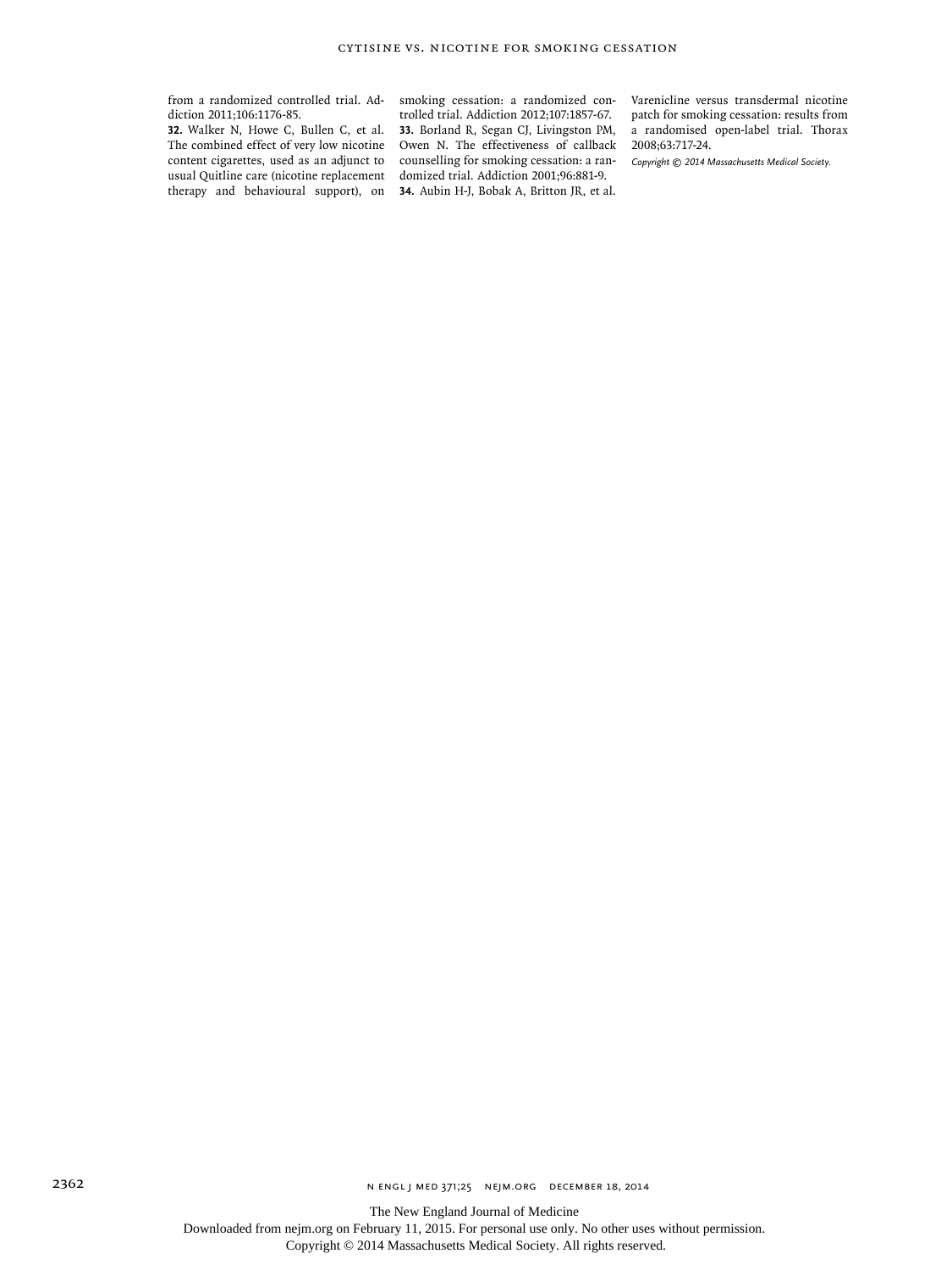from a randomized controlled trial. Addiction 2011;106:1176-85.

**32.** Walker N, Howe C, Bullen C, et al. The combined effect of very low nicotine content cigarettes, used as an adjunct to usual Quitline care (nicotine replacement therapy and behavioural support), on smoking cessation: a randomized controlled trial. Addiction 2012;107:1857-67.

**33.** Borland R, Segan CJ, Livingston PM, Owen N. The effectiveness of callback counselling for smoking cessation: a randomized trial. Addiction 2001;96:881-9.

**34.** Aubin H-J, Bobak A, Britton JR, et al. Varenicline versus transdermal nicotine patch for smoking cessation: results from a randomised open-label trial. Thorax 2008;63:717-24.

*Copyright © 2014 Massachusetts Medical Society.*